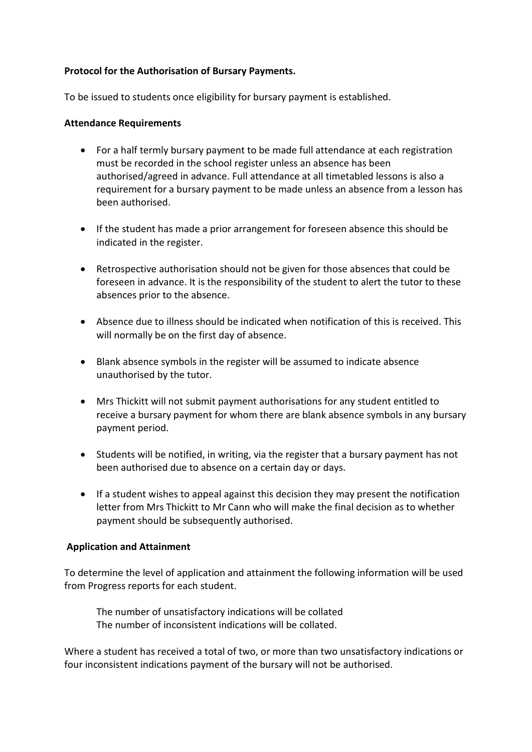**Protocol for the Authorisation of Bursary Payments.**

To be issued to students once eligibility for bursary payment is established.

**Attendance Requirements**

- For a half termly bursary payment to be made full attendance at each registration must be recorded in the school register unless an absence has been authorised/agreed in advance. Full attendance at all timetabled lessons is also a requirement for a bursary payment to be made unless an absence from a lesson has been authorised.
- If the student has made a prior arrangement for foreseen absence this should be indicated in the register.
- Retrospective authorisation should not be given for those absences that could be foreseen in advance. It is the responsibility of the student to alert the tutor to these absences prior to the absence.
- Absence due to illness should be indicated when notification of this is received. This will normally be on the first day of absence.
- Blank absence symbols in the register will be assumed to indicate absence unauthorised by the tutor.
- Mrs Thickitt will not submit payment authorisations for any student entitled to receive a bursary payment for whom there are blank absence symbols in any bursary payment period.
- Students will be notified, in writing, via the register that a bursary payment has not been authorised due to absence on a certain day or days.
- If a student wishes to appeal against this decision they may present the notification letter from Mrs Thickitt to Mr Cann who will make the final decision as to whether payment should be subsequently authorised.

**Application and Attainment**

To determine the level of application and attainment the following information will be used from Progress reports for each student.

The number of unsatisfactory indications will be collated
The number of inconsistent indications will be collated.

Where a student has received a total of two, or more than two unsatisfactory indications or four inconsistent indications payment of the bursary will not be authorised.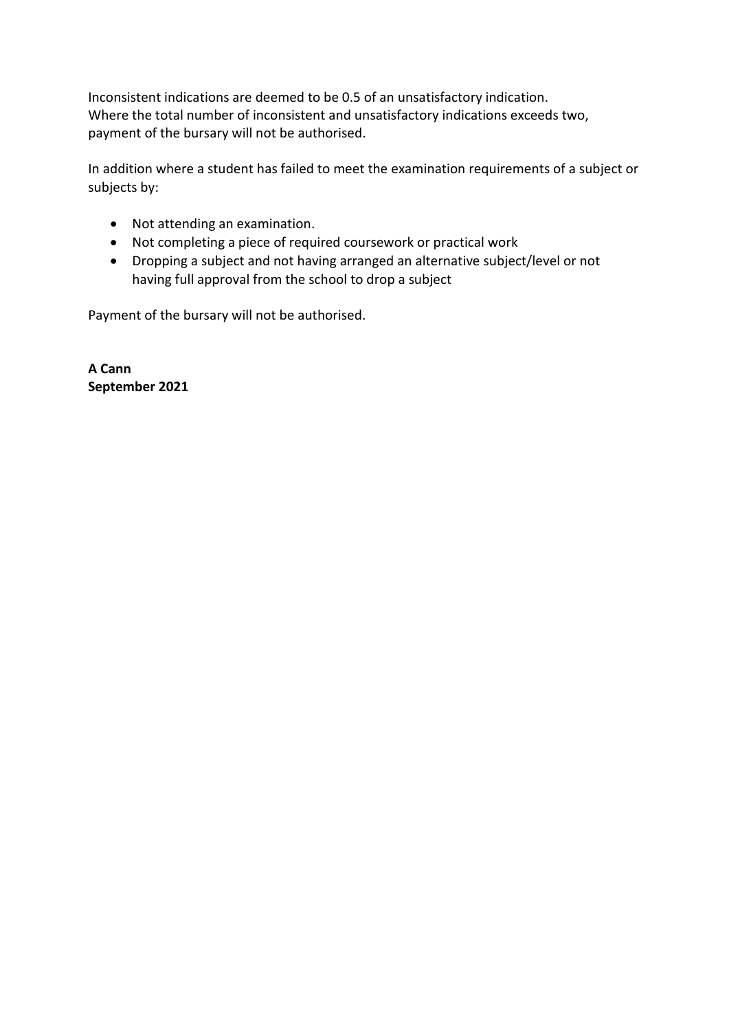Inconsistent indications are deemed to be 0.5 of an unsatisfactory indication.
Where the total number of inconsistent and unsatisfactory indications exceeds two, payment of the bursary will not be authorised.

In addition where a student has failed to meet the examination requirements of a subject or subjects by:

- Not attending an examination.
- Not completing a piece of required coursework or practical work
- Dropping a subject and not having arranged an alternative subject/level or not having full approval from the school to drop a subject

Payment of the bursary will not be authorised.

**A Cann**
**September 2021**